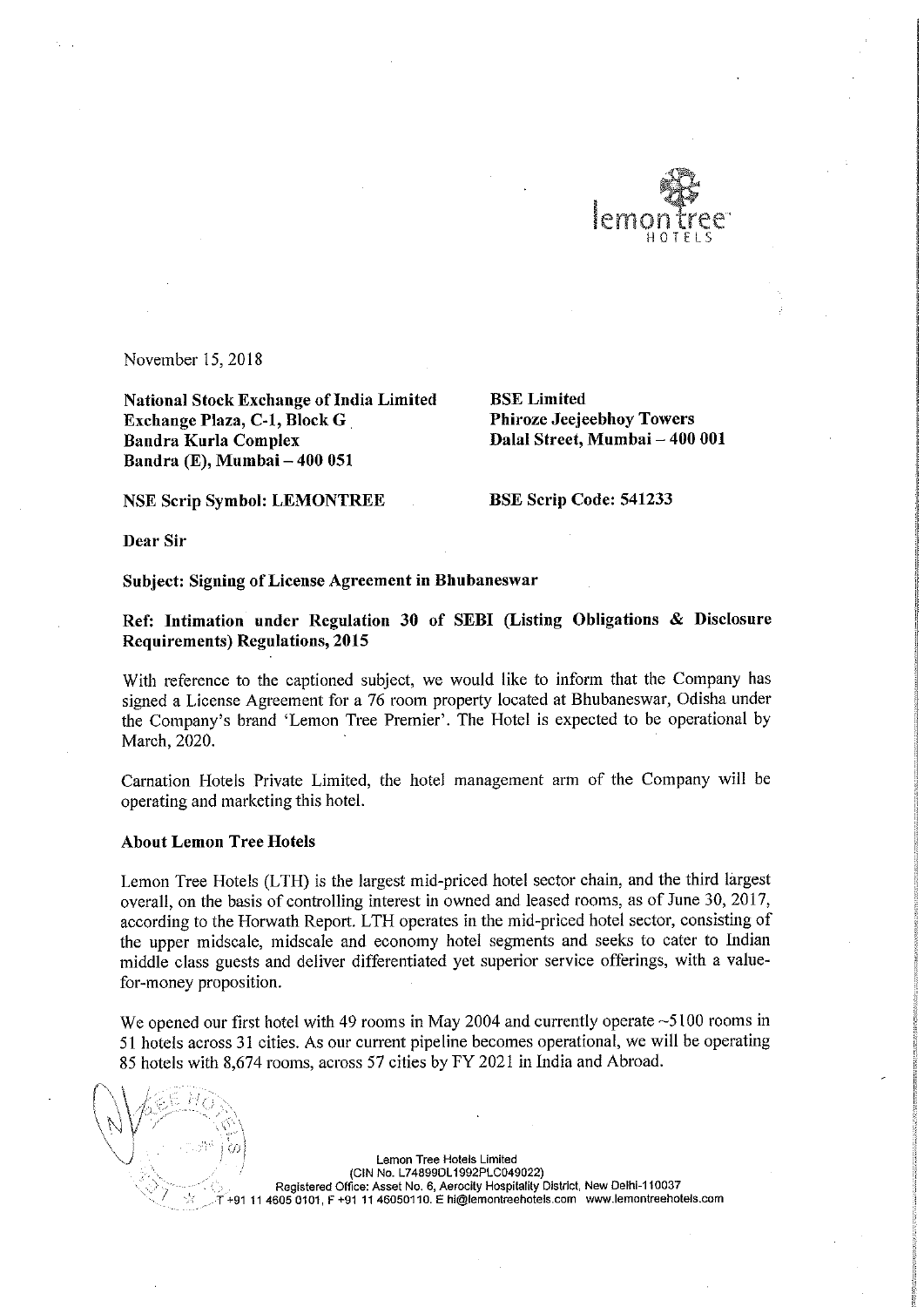November 15, 2018

**National Stock Exchange of India Limited**
**Exchange Plaza, C-1, Block G**
**Bandra Kurla Complex**
**Bandra (E), Mumbai – 400 051**

**BSE Limited**
**Phiroze Jeejeebhoy Towers**
**Dalal Street, Mumbai – 400 001**

**NSE Scrip Symbol: LEMONTREE**

**BSE Scrip Code: 541233**

**Dear Sir**

**Subject: Signing of License Agreement in Bhubaneswar**

**Ref: Intimation under Regulation 30 of SEBI (Listing Obligations & Disclosure Requirements) Regulations, 2015**

With reference to the captioned subject, we would like to inform that the Company has signed a License Agreement for a 76 room property located at Bhubaneswar, Odisha under the Company's brand 'Lemon Tree Premier'. The Hotel is expected to be operational by March, 2020.

Carnation Hotels Private Limited, the hotel management arm of the Company will be operating and marketing this hotel.

**About Lemon Tree Hotels**

Lemon Tree Hotels (LTH) is the largest mid-priced hotel sector chain, and the third largest overall, on the basis of controlling interest in owned and leased rooms, as of June 30, 2017, according to the Horwath Report. LTH operates in the mid-priced hotel sector, consisting of the upper midscale, midscale and economy hotel segments and seeks to cater to Indian middle class guests and deliver differentiated yet superior service offerings, with a value-for-money proposition.

We opened our first hotel with 49 rooms in May 2004 and currently operate ~5100 rooms in 51 hotels across 31 cities. As our current pipeline becomes operational, we will be operating 85 hotels with 8,674 rooms, across 57 cities by FY 2021 in India and Abroad.

Lemon Tree Hotels Limited
(CIN No. L74899DL1992PLC049022)
Registered Office: Asset No. 6, Aerocity Hospitality District, New Delhi-110037
T +91 11 4605 0101, F +91 11 46050110. E hi@lemontreehotels.com www.lemontreehotels.com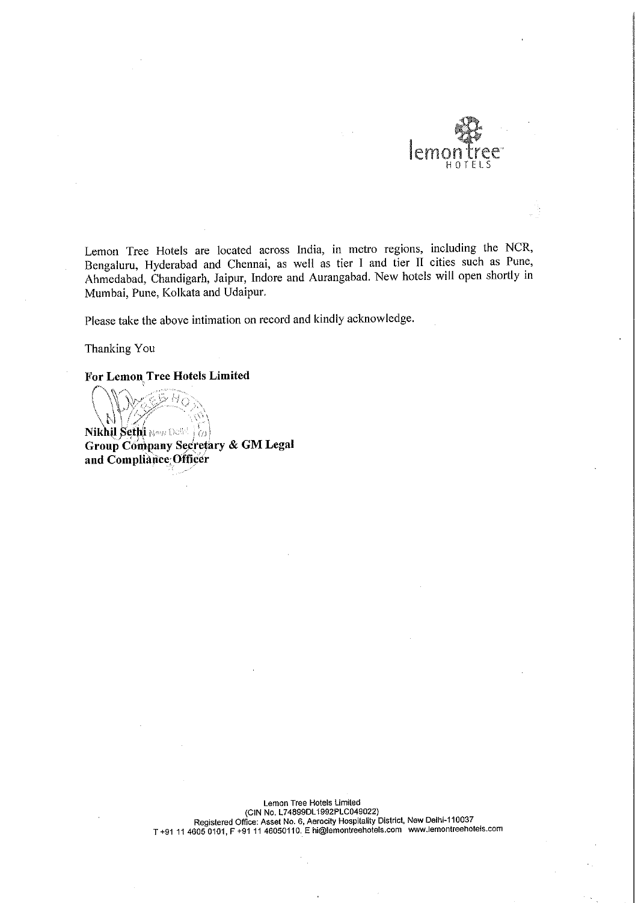Lemon Tree Hotels are located across India, in metro regions, including the NCR, Bengaluru, Hyderabad and Chennai, as well as tier I and tier II cities such as Pune, Ahmedabad, Chandigarh, Jaipur, Indore and Aurangabad. New hotels will open shortly in Mumbai, Pune, Kolkata and Udaipur.

Please take the above intimation on record and kindly acknowledge.

Thanking You

**For Lemon Tree Hotels Limited**

**Nikhil Sethi**
**Group Company Secretary & GM Legal and Compliance Officer**

Lemon Tree Hotels Limited
(CIN No. L74899DL1992PLC049022)
Registered Office: Asset No. 6, Aerocity Hospitality District, New Delhi-110037
T +91 11 4605 0101, F +91 11 46050110, E hi@lemontreehotels.com www.lemontreehotels.com